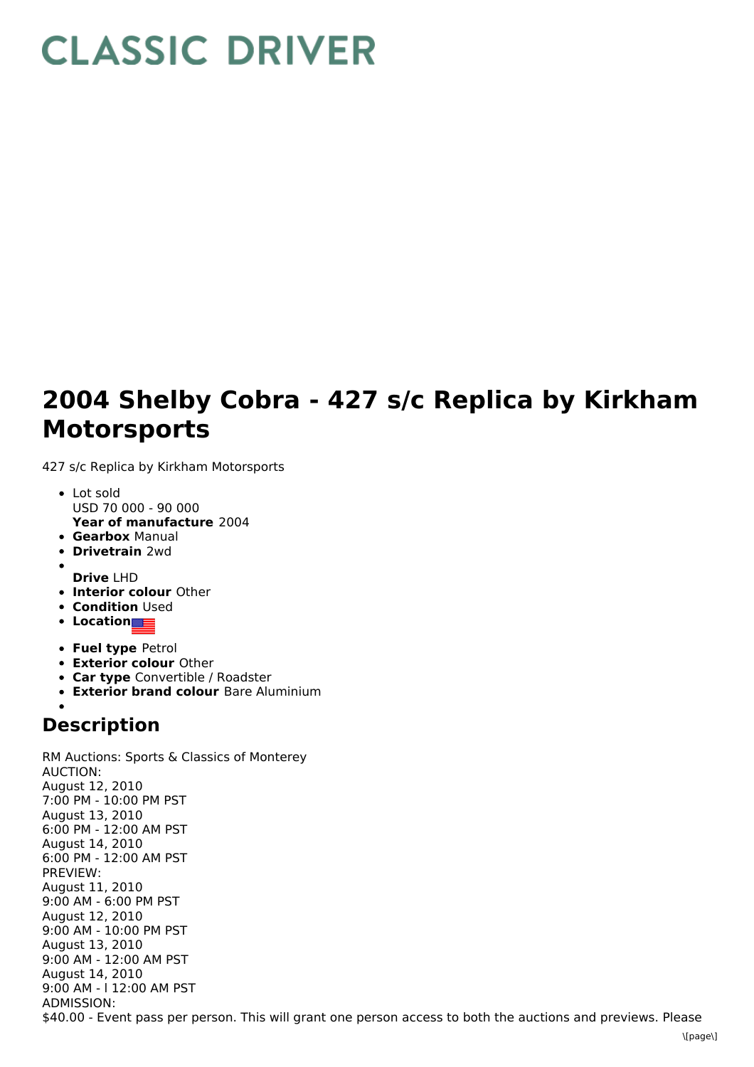# 2004 Shelby Cobra - 427 s/c Replica by Kirkham Motorsports

427 s/c Replica by Kirkham Motorsports

- Lot sold
  USD 70 000 - 90 000
  **Year of manufacture** 2004
- **Gearbox** Manual
- **Drivetrain** 2wd
- **Drive** LHD
- **Interior colour** Other
- **Condition** Used
- **Location**
- **Fuel type** Petrol
- **Exterior colour** Other
- **Car type** Convertible / Roadster
- **Exterior brand colour** Bare Aluminium

## Description

RM Auctions: Sports & Classics of Monterey
AUCTION:
August 12, 2010
7:00 PM - 10:00 PM PST
August 13, 2010
6:00 PM - 12:00 AM PST
August 14, 2010
6:00 PM - 12:00 AM PST
PREVIEW:
August 11, 2010
9:00 AM - 6:00 PM PST
August 12, 2010
9:00 AM - 10:00 PM PST
August 13, 2010
9:00 AM - 12:00 AM PST
August 14, 2010
9:00 AM - l 12:00 AM PST
ADMISSION:
$40.00 - Event pass per person. This will grant one person access to both the auctions and previews. Please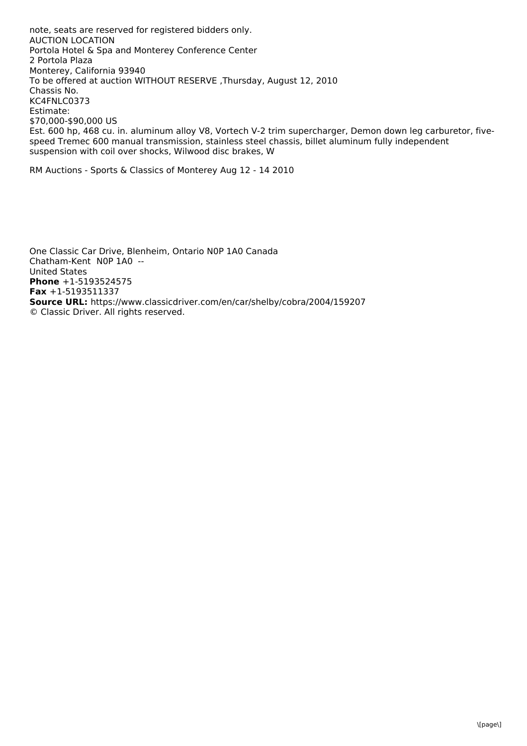note, seats are reserved for registered bidders only.
AUCTION LOCATION
Portola Hotel & Spa and Monterey Conference Center
2 Portola Plaza
Monterey, California 93940
To be offered at auction WITHOUT RESERVE ,Thursday, August 12, 2010
Chassis No.
KC4FNLC0373
Estimate:
$70,000-$90,000 US
Est. 600 hp, 468 cu. in. aluminum alloy V8, Vortech V-2 trim supercharger, Demon down leg carburetor, five-speed Tremec 600 manual transmission, stainless steel chassis, billet aluminum fully independent suspension with coil over shocks, Wilwood disc brakes, W

RM Auctions - Sports & Classics of Monterey Aug 12 - 14 2010

One Classic Car Drive, Blenheim, Ontario N0P 1A0 Canada
Chatham-Kent N0P 1A0 --
United States
**Phone** +1-5193524575
**Fax** +1-5193511337
**Source URL:** https://www.classicdriver.com/en/car/shelby/cobra/2004/159207
© Classic Driver. All rights reserved.